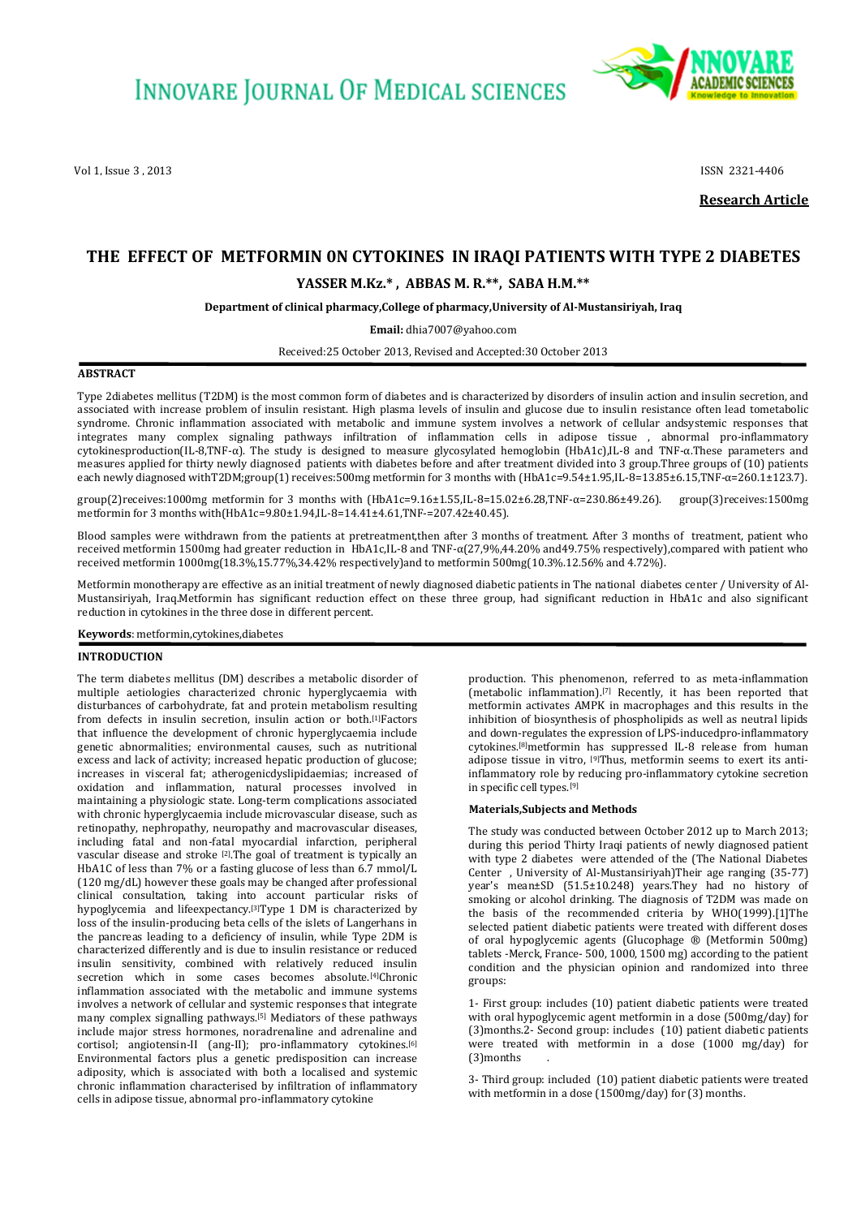# THE EFFECT OF METFORMIN 0N CYTOKINES IN IRAQI PATIENTS WITH TYPE 2 DIABETES

**YASSER M.Kz.\* , ABBAS M. R.\*\*, SABA H.M.\*\***

**Department of clinical pharmacy,College of pharmacy,University of Al-Mustansiriyah, Iraq**

**Email:** dhia7007@yahoo.com

Received:25 October 2013, Revised and Accepted:30 October 2013

## ABSTRACT

Type 2diabetes mellitus (T2DM) is the most common form of diabetes and is characterized by disorders of insulin action and insulin secretion, and associated with increase problem of insulin resistant. High plasma levels of insulin and glucose due to insulin resistance often lead tometabolic syndrome. Chronic inflammation associated with metabolic and immune system involves a network of cellular andsystemic responses that integrates many complex signaling pathways infiltration of inflammation cells in adipose tissue , abnormal pro-inflammatory cytokinesproduction(IL-8,TNF-α). The study is designed to measure glycosylated hemoglobin (HbA1c),IL-8 and TNF-α.These parameters and measures applied for thirty newly diagnosed patients with diabetes before and after treatment divided into 3 group.Three groups of (10) patients each newly diagnosed withT2DM;group(1) receives:500mg metformin for 3 months with (HbA1c=9.54±1.95,IL-8=13.85±6.15,TNF-α=260.1±123.7).

group(2)receives:1000mg metformin for 3 months with (HbA1c=9.16±1.55,IL-8=15.02±6.28,TNF-α=230.86±49.26). group(3)receives:1500mg metformin for 3 months with(HbA1c=9.80±1.94,IL-8=14.41±4.61,TNF-=207.42±40.45).

Blood samples were withdrawn from the patients at pretreatment,then after 3 months of treatment. After 3 months of treatment, patient who received metformin 1500mg had greater reduction in HbA1c,IL-8 and TNF-α(27,9%,44.20% and49.75% respectively),compared with patient who received metformin 1000mg(18.3%,15.77%,34.42% respectively)and to metformin 500mg(10.3%.12.56% and 4.72%).

Metformin monotherapy are effective as an initial treatment of newly diagnosed diabetic patients in The national diabetes center / University of Al-Mustansiriyah, Iraq.Metformin has significant reduction effect on these three group, had significant reduction in HbA1c and also significant reduction in cytokines in the three dose in different percent.

**Keywords**: metformin,cytokines,diabetes

## INTRODUCTION

The term diabetes mellitus (DM) describes a metabolic disorder of multiple aetiologies characterized chronic hyperglycaemia with disturbances of carbohydrate, fat and protein metabolism resulting from defects in insulin secretion, insulin action or both.[1]Factors that influence the development of chronic hyperglycaemia include genetic abnormalities; environmental causes, such as nutritional excess and lack of activity; increased hepatic production of glucose; increases in visceral fat; atherogenicdyslipidaemias; increased of oxidation and inflammation, natural processes involved in maintaining a physiologic state. Long-term complications associated with chronic hyperglycaemia include microvascular disease, such as retinopathy, nephropathy, neuropathy and macrovascular diseases, including fatal and non-fatal myocardial infarction, peripheral vascular disease and stroke [2].The goal of treatment is typically an HbA1C of less than 7% or a fasting glucose of less than 6.7 mmol/L (120 mg/dL) however these goals may be changed after professional clinical consultation, taking into account particular risks of hypoglycemia and lifeexpectancy.[3]Type 1 DM is characterized by loss of the insulin-producing beta cells of the islets of Langerhans in the pancreas leading to a deficiency of insulin, while Type 2DM is charactermized differently and is due to insulin resistance or reduced insulin sensitivity, combined with relatively reduced insulin secretion which in some cases becomes absolute.[4]Chronic inflammation associated with the metabolic and immune systems involves a network of cellular and systemic responses that integrate many complex signalling pathways.[5] Mediators of these pathways include major stress hormones, noradrenaline and adrenaline and cortisol; angiotensin-II (ang-II); pro-inflammatory cytokines.[6] Environmental factors plus a genetic predisposition can increase adiposity, which is associated with both a localised and systemic chronic inflammation characterised by infiltration of inflammatory cells in adipose tissue, abnormal pro-inflammatory cytokine production. This phenomenon, referred to as meta-inflammation (metabolic inflammation).[7] Recently, it has been reported that metformin activates AMPK in macrophages and this results in the inhibition of biosynthesis of phospholipids as well as neutral lipids and down-regulates the expression of LPS-inducedpro-inflammatory cytokines.[8]metformin has suppressed IL-8 release from human adipose tissue in vitro, [9]Thus, metformin seems to exert its anti-inflammatory role by reducing pro-inflammatory cytokine secretion in specific cell types.[9]

### Materials,Subjects and Methods

The study was conducted between October 2012 up to March 2013; during this period Thirty Iraqi patients of newly diagnosed patient with type 2 diabetes were attended of the (The National Diabetes Center , University of Al-Mustansiriyah)Their age ranging (35-77) year's mean±SD (51.5±10.248) years.They had no history of smoking or alcohol drinking. The diagnosis of T2DM was made on the basis of the recommended criteria by WHO(1999).[1]The selected patient diabetic patients were treated with different doses of oral hypoglycemic agents (Glucophage ® (Metformin 500mg) tablets -Merck, France- 500, 1000, 1500 mg) according to the patient condition and the physician opinion and randomized into three groups:

1- First group: includes (10) patient diabetic patients were treated with oral hypoglycemic agent metformin in a dose (500mg/day) for (3)months.2- Second group: includes (10) patient diabetic patients were treated with metformin in a dose (1000 mg/day) for (3)months .

3- Third group: included (10) patient diabetic patients were treated with metformin in a dose (1500mg/day) for (3) months.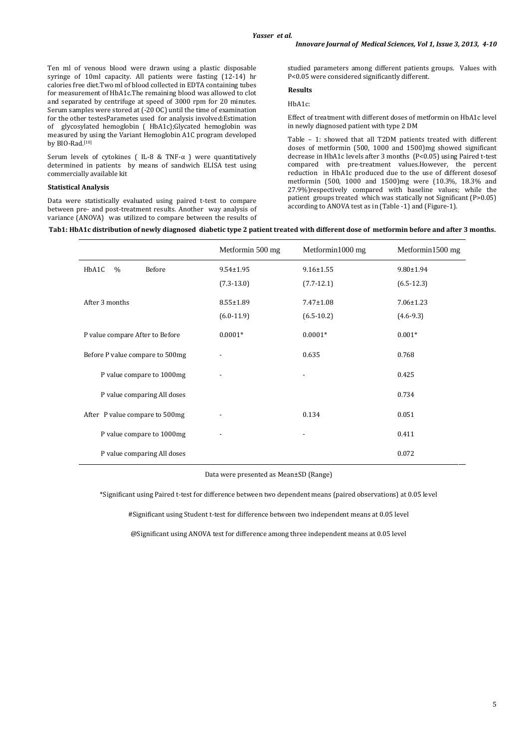Ten ml of venous blood were drawn using a plastic disposable syringe of 10ml capacity. All patients were fasting (12-14) hr calories free diet.Two ml of blood collected in EDTA containing tubes for measurement of HbA1c.The remaining blood was allowed to clot and separated by centrifuge at speed of 3000 rpm for 20 minutes. Serum samples were stored at (-20 OC) until the time of examination for the other testesParametes used for analysis involved:Estimation of glycosylated hemoglobin ( HbA1c);Glycated hemoglobin was measured by using the Variant Hemoglobin A1C program developed by BIO-Rad.[10]

Serum levels of cytokines ( IL-8 & TNF-α ) were quantitatively determined in patients by means of sandwich ELISA test using commercially available kit

### Statistical Analysis

Data were statistically evaluated using paired t-test to compare between pre- and post-treatment results. Another way analysis of variance (ANOVA) was utilized to compare between the results of studied parameters among different patients groups. Values with P<0.05 were considered significantly different.

### Results

HbA1c:

Effect of treatment with different doses of metformin on HbA1c level in newly diagnosed patient with type 2 DM

Table – 1: showed that all T2DM patients treated with different doses of metformin (500, 1000 and 1500)mg showed significant decrease in HbA1c levels after 3 months (P<0.05) using Paired t-test compared with pre-treatment values.However, the percent reduction in HbA1c produced due to the use of different dosesof metformin (500, 1000 and 1500)mg were (10.3%, 18.3% and 27.9%)respectively compared with baseline values; while the patient groups treated which was statically not Significant (P>0.05) according to ANOVA test as in (Table -1) and (Figure-1).

**Tab1: HbA1c distribution of newly diagnosed diabetic type 2 patient treated with different dose of metformin before and after 3 months.**

| | Metformin 500 mg | Metformin1000 mg | Metformin1500 mg |
|---|---|---|---|
| HbA1C % Before | 9.54±1.95 | 9.16±1.55 | 9.80±1.94 |
| | (7.3-13.0) | (7.7-12.1) | (6.5-12.3) |
| After 3 months | 8.55±1.89 | 7.47±1.08 | 7.06±1.23 |
| | (6.0-11.9) | (6.5-10.2) | (4.6-9.3) |
| P value compare After to Before | 0.0001* | 0.0001* | 0.001* |
| Before P value compare to 500mg | - | 0.635 | 0.768 |
| P value compare to 1000mg | - | - | 0.425 |
| P value comparing All doses | | | 0.734 |
| After P value compare to 500mg | - | 0.134 | 0.051 |
| P value compare to 1000mg | - | - | 0.411 |
| P value comparing All doses | | | 0.072 |

Data were presented as Mean±SD (Range)

*Significant using Paired t-test for difference between two dependent means (paired observations) at 0.05 level

#Significant using Student t-test for difference between two independent means at 0.05 level

@Significant using ANOVA test for difference among three independent means at 0.05 level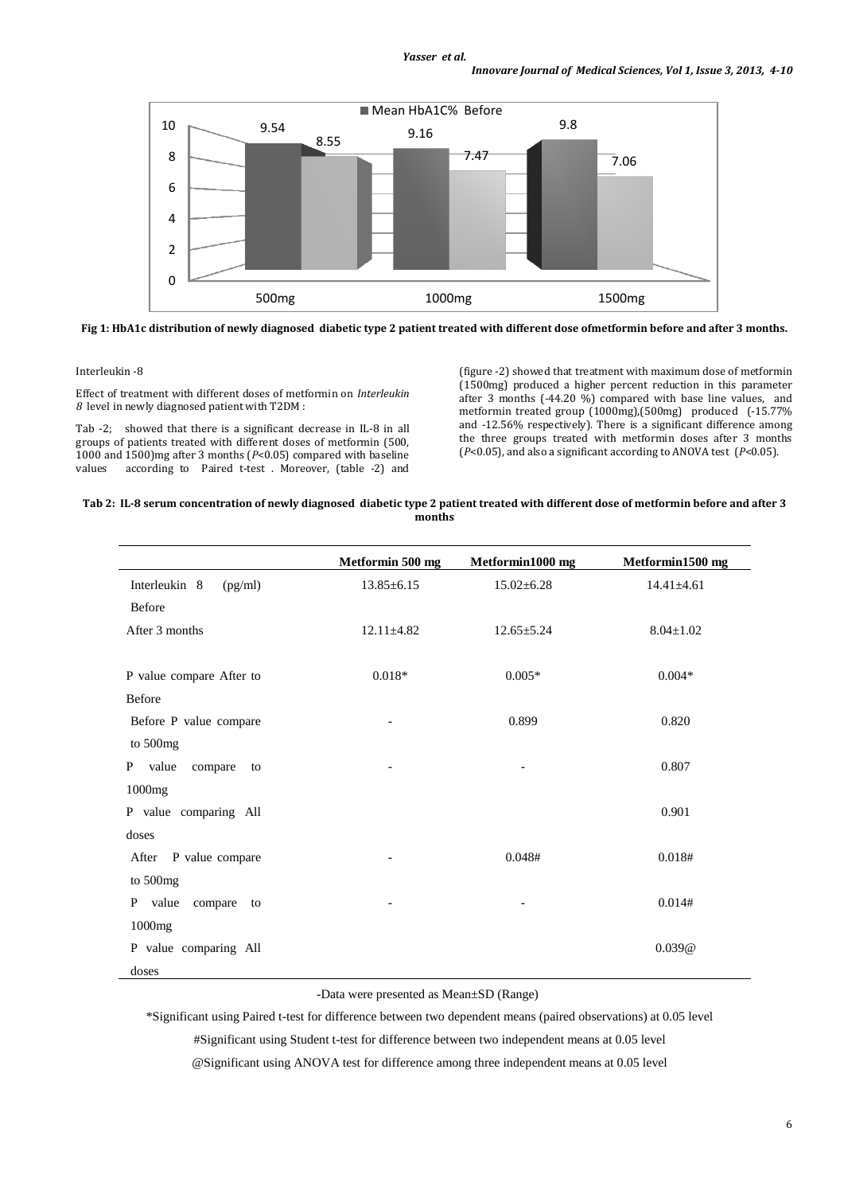Fig 1: HbA1c distribution of newly diagnosed diabetic type 2 patient treated with different dose ofmetformin before and after 3 months.

Interleukin -8

Effect of treatment with different doses of metformin on *Interleukin 8* level in newly diagnosed patient with T2DM :

Tab -2; showed that there is a significant decrease in IL-8 in all groups of patients treated with different doses of metformin (500, 1000 and 1500)mg after 3 months (*P*<0.05) compared with baseline values according to Paired t-test . Moreover, (table -2) and (figure -2) showed that treatment with maximum dose of metformin (1500mg) produced a higher percent reduction in this parameter after 3 months (-44.20 %) compared with base line values, and metformin treated group (1000mg),(500mg) produced (-15.77% and -12.56% respectively). There is a significant difference among the three groups treated with metformin doses after 3 months (*P*<0.05), and also a significant according to ANOVA test (*P*<0.05).

**Tab 2: IL-8 serum concentration of newly diagnosed diabetic type 2 patient treated with different dose of metformin before and after 3 months**

| | Metformin 500 mg | Metformin1000 mg | Metformin1500 mg |
|---|---|---|---|
| Interleukin 8 (pg/ml) Before | 13.85±6.15 | 15.02±6.28 | 14.41±4.61 |
| After 3 months | 12.11±4.82 | 12.65±5.24 | 8.04±1.02 |
| P value compare After to Before | 0.018* | 0.005* | 0.004* |
| Before P value compare to 500mg | - | 0.899 | 0.820 |
| P value compare to 1000mg | - | - | 0.807 |
| P value comparing All doses | | | 0.901 |
| After P value compare to 500mg | - | 0.048# | 0.018# |
| P value compare to 1000mg | - | - | 0.014# |
| P value comparing All doses | | | 0.039@ |

-Data were presented as Mean±SD (Range)

*Significant using Paired t-test for difference between two dependent means (paired observations) at 0.05 level

#Significant using Student t-test for difference between two independent means at 0.05 level

@Significant using ANOVA test for difference among three independent means at 0.05 level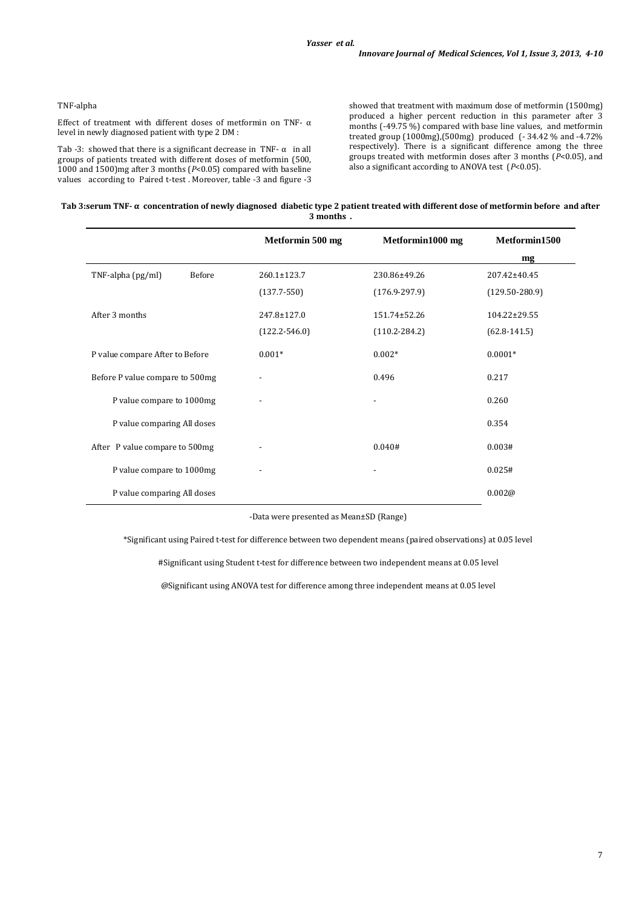TNF-alpha

Effect of treatment with different doses of metformin on TNF- α level in newly diagnosed patient with type 2 DM :

Tab -3: showed that there is a significant decrease in TNF- α in all groups of patients treated with different doses of metformin (500, 1000 and 1500)mg after 3 months ($P$<0.05) compared with baseline values according to Paired t-test . Moreover, table -3 and figure -3 showed that treatment with maximum dose of metformin (1500mg) produced a higher percent reduction in this parameter after 3 months (-49.75 %) compared with base line values, and metformin treated group (1000mg),(500mg) produced (- 34.42 % and -4.72% respectively). There is a significant difference among the three groups treated with metformin doses after 3 months ($P$<0.05), and also a significant according to ANOVA test ($P$<0.05).

**Tab 3:serum TNF- α concentration of newly diagnosed diabetic type 2 patient treated with different dose of metformin before and after 3 months .**

| | | Metformin 500 mg | Metformin1000 mg | Metformin1500 mg |
|---|---|---|---|---|
| TNF-alpha (pg/ml) | Before | 260.1±123.7 (137.7-550) | 230.86±49.26 (176.9-297.9) | 207.42±40.45 (129.50-280.9) |
| After 3 months | | 247.8±127.0 (122.2-546.0) | 151.74±52.26 (110.2-284.2) | 104.22±29.55 (62.8-141.5) |
| P value compare After to Before | | 0.001* | 0.002* | 0.0001* |
| Before P value compare to 500mg | | - | 0.496 | 0.217 |
| P value compare to 1000mg | | - | - | 0.260 |
| P value comparing All doses | | | | 0.354 |
| After P value compare to 500mg | | - | 0.040# | 0.003# |
| P value compare to 1000mg | | - | - | 0.025# |
| P value comparing All doses | | | | 0.002@ |

-Data were presented as Mean±SD (Range)

*Significant using Paired t-test for difference between two dependent means (paired observations) at 0.05 level

#Significant using Student t-test for difference between two independent means at 0.05 level

@Significant using ANOVA test for difference among three independent means at 0.05 level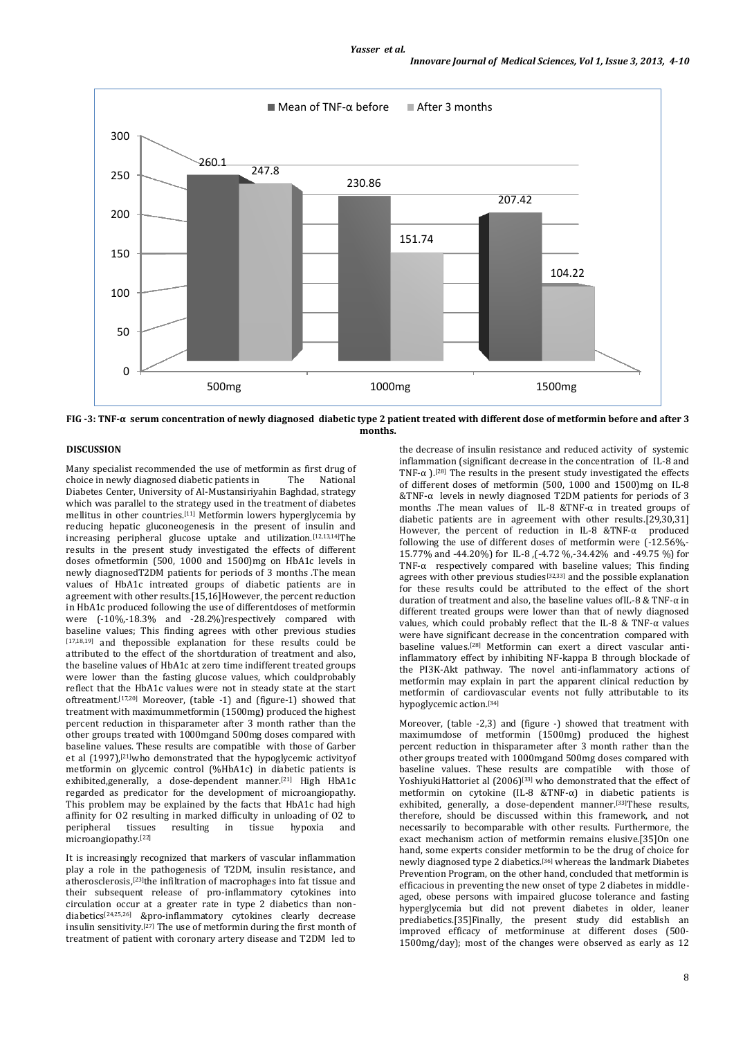FIG -3: TNF-α serum concentration of newly diagnosed diabetic type 2 patient treated with different dose of metformin before and after 3 months.

## DISCUSSION

Many specialist recommended the use of metformin as first drug of choice in newly diagnosed diabetic patients in The National Diabetes Center, University of Al-Mustansiriyahin Baghdad, strategy which was parallel to the strategy used in the treatment of diabetes mellitus in other countries.[11] Metformin lowers hyperglycemia by reducing hepatic gluconeogenesis in the present of insulin and increasing peripheral glucose uptake and utilization.[12,13,14]The results in the present study investigated the effects of different doses ofmetformin (500, 1000 and 1500)mg on HbA1c levels in newly diagnosedT2DM patients for periods of 3 months .The mean values of HbA1c intreated groups of diabetic patients are in agreement with other results.[15,16]However, the percent reduction in HbA1c produced following the use of differentdoses of metformin were (-10%,-18.3% and -28.2%)respectively compared with baseline values; This finding agrees with other previous studies [17,18,19] and thepossible explanation for these results could be attributed to the effect of the shortduration of treatment and also, the baseline values of HbA1c at zero time indifferent treated groups were lower than the fasting glucose values, which couldprobably reflect that the HbA1c values were not in steady state at the start oftreatment.[17,20] Moreover, (table -1) and (figure-1) showed that treatment with maximummetformin (1500mg) produced the highest percent reduction in thisparameter after 3 month rather than the other groups treated with 1000mgand 500mg doses compared with baseline values. These results are compatible with those of Garber et al (1997),[21]who demonstrated that the hypoglycemic activityof metformin on glycemic control (%HbA1c) in diabetic patients is exhibited,generally, a dose-dependent manner.[21] High HbA1c regarded as predicator for the development of microangiopathy. This problem may be explained by the facts that HbA1c had high affinity for O2 resulting in marked difficulty in unloading of O2 to peripheral tissues resulting in tissue hypoxia and microangiopathy.[22]

It is increasingly recognized that markers of vascular inflammation play a role in the pathogenesis of T2DM, insulin resistance, and atherosclerosis,[23]the infiltration of macrophages into fat tissue and their subsequent release of pro-inflammatory cytokines into circulation occur at a greater rate in type 2 diabetics than non-diabetics[24,25,26] &pro-inflammatory cytokines clearly decrease insulin sensitivity.[27] The use of metformin during the first month of treatment of patient with coronary artery disease and T2DM led to the decrease of insulin resistance and reduced activity of systemic inflammation (significant decrease in the concentration of IL-8 and TNF-α ).[28] The results in the present study investigated the effects of different doses of metformin (500, 1000 and 1500)mg on IL-8 &TNF-α levels in newly diagnosed T2DM patients for periods of 3 months .The mean values of IL-8 &TNF-α in treated groups of diabetic patients are in agreement with other results.[29,30,31] However, the percent of reduction in IL-8 &TNF-α produced following the use of different doses of metformin were (-12.56%,-15.77% and -44.20%) for IL-8 ,(-4.72 %,-34.42% and -49.75 %) for TNF-α respectively compared with baseline values; This finding agrees with other previous studies[32,33] and the possible explanation for these results could be attributed to the effect of the short duration of treatment and also, the baseline values ofIL-8 & TNF-α in different treated groups were lower than that of newly diagnosed values, which could probably reflect that the IL-8 & TNF-α values were have significant decrease in the concentration compared with baseline values.[28] Metformin can exert a direct vascular anti-inflammatory effect by inhibiting NF-kappa B through blockade of the PI3K-Akt pathway. The novel anti-inflammatory actions of metformin may explain in part the apparent clinical reduction by metformin of cardiovascular events not fully attributable to its hypoglycemic action.[34]

Moreover, (table -2,3) and (figure -) showed that treatment with maximumdose of metformin (1500mg) produced the highest percent reduction in thisparameter after 3 month rather than the other groups treated with 1000mgand 500mg doses compared with baseline values. These results are compatible with those of YoshiyukiHattoriet al (2006)[33] who demonstrated that the effect of metformin on cytokine (IL-8 &TNF-α) in diabetic patients is exhibited, generally, a dose-dependent manner.[33]These results, therefore, should be discussed within this framework, and not necessarily to becomparable with other results. Furthermore, the exact mechanism action of metformin remains elusive.[35]On one hand, some experts consider metformin to be the drug of choice for newly diagnosed type 2 diabetics.[36] whereas the landmark Diabetes Prevention Program, on the other hand, concluded that metformin is efficacious in preventing the new onset of type 2 diabetes in middle-aged, obese persons with impaired glucose tolerance and fasting hyperglycemia but did not prevent diabetes in older, leaner prediabetics.[35]Finally, the present study did establish an improved efficacy of metforminuse at different doses (500-1500mg/day); most of the changes were observed as early as 12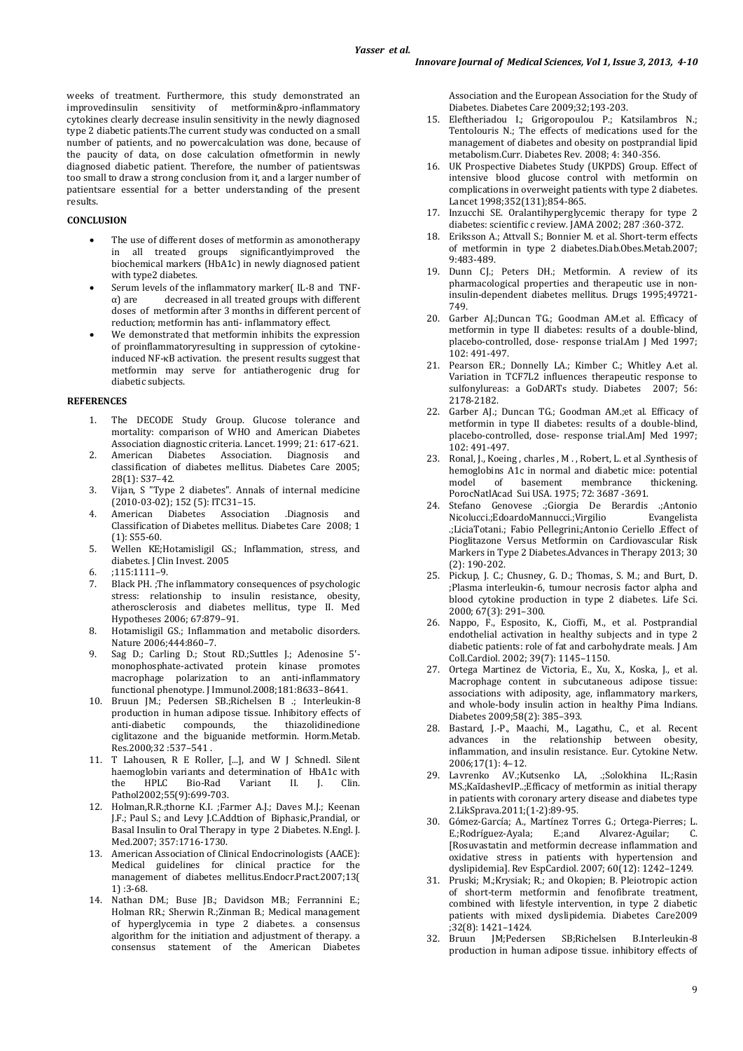weeks of treatment. Furthermore, this study demonstrated an improvedinsulin sensitivity of metformin&pro-inflammatory cytokines clearly decrease insulin sensitivity in the newly diagnosed type 2 diabetic patients.The current study was conducted on a small number of patients, and no powercalculation was done, because of the paucity of data, on dose calculation ofmetformin in newly diagnosed diabetic patient. Therefore, the number of patientswas too small to draw a strong conclusion from it, and a larger number of patientsare essential for a better understanding of the present results.

## CONCLUSION

- The use of different doses of metformin as amonotherapy in all treated groups significantlyimproved the biochemical markers (HbA1c) in newly diagnosed patient with type2 diabetes.
- Serum levels of the inflammatory marker( IL-8 and TNF-α) are decreased in all treated groups with different doses of metformin after 3 months in different percent of reduction; metformin has anti- inflammatory effect.
- We demonstrated that metformin inhibits the expression of proinflammatoryresulting in suppression of cytokine-induced NF-κB activation. the present results suggest that metformin may serve for antiatherogenic drug for diabetic subjects.

## REFERENCES

1. The DECODE Study Group. Glucose tolerance and mortality: comparison of WHO and American Diabetes Association diagnostic criteria. Lancet. 1999; 21: 617-621.
2. American Diabetes Association. Diagnosis and classification of diabetes mellitus. Diabetes Care 2005; 28(1): S37–42.
3. Vijan, S "Type 2 diabetes". Annals of internal medicine (2010-03-02); 152 (5): ITC31–15.
4. American Diabetes Association .Diagnosis and Classification of Diabetes mellitus. Diabetes Care 2008; 1 (1): S55-60.
5. Wellen KE;Hotamisligil GS.; Inflammation, stress, and diabetes. J Clin Invest. 2005
6. ;115:1111–9.
7. Black PH. ;The inflammatory consequences of psychologic stress: relationship to insulin resistance, obesity, atherosclerosis and diabetes mellitus, type II. Med Hypotheses 2006; 67:879–91.
8. Hotamisligil GS.; Inflammation and metabolic disorders. Nature 2006;444:860–7.
9. Sag D.; Carling D.; Stout RD.;Suttles J.; Adenosine 5'-monophosphate-activated protein kinase promotes macrophage polarization to an anti-inflammatory functional phenotype. J Immunol.2008;181:8633–8641.
10. Bruun JM.; Pedersen SB.;Richelsen B .; Interleukin-8 production in human adipose tissue. Inhibitory effects of anti-diabetic compounds, the thiazolidinedione ciglitazone and the biguanide metformin. Horm.Metab. Res.2000;32 :537–541 .
11. T Lahousen, R E Roller, [...], and W J Schnedl. Silent haemoglobin variants and determination of HbA1c with the HPLC Bio-Rad Variant II. J. Clin. Pathol2002;55(9):699-703.
12. Holman,R.R.;thorne K.I. ;Farmer A.J.; Daves M.J.; Keenan J.F.; Paul S.; and Levy J.C.Addtion of Biphasic,Prandial, or Basal Insulin to Oral Therapy in type 2 Diabetes. N.Engl. J. Med.2007; 357:1716-1730.
13. American Association of Clinical Endocrinologists (AACE): Medical guidelines for clinical practice for the management of diabetes mellitus.Endocr.Pract.2007;13( 1) :3-68.
14. Nathan DM.; Buse JB.; Davidson MB.; Ferrannini E.; Holman RR.; Sherwin R.;Zinman B.; Medical management of hyperglycemia in type 2 diabetes. a consensus algorithm for the initiation and adjustment of therapy. a consensus statement of the American Diabetes Association and the European Association for the Study of Diabetes. Diabetes Care 2009;32;193-203.
15. Eleftheriadou I.; Grigoropoulou P.; Katsilambros N.; Tentolouris N.; The effects of medications used for the management of diabetes and obesity on postprandial lipid metabolism.Curr. Diabetes Rev. 2008; 4: 340-356.
16. UK Prospective Diabetes Study (UKPDS) Group. Effect of intensive blood glucose control with metformin on complications in overweight patients with type 2 diabetes. Lancet 1998;352(131);854-865.
17. Inzucchi SE. Oralantihyperglycemic therapy for type 2 diabetes: scientific c review. JAMA 2002; 287 :360-372.
18. Eriksson A.; Attvall S.; Bonnier M. et al. Short-term effects of metformin in type 2 diabetes.Diab.Obes.Metab.2007; 9:483-489.
19. Dunn CJ.; Peters DH.; Metformin. A review of its pharmacological properties and therapeutic use in non-insulin-dependent diabetes mellitus. Drugs 1995;49721-749.
20. Garber AJ.;Duncan TG.; Goodman AM.et al. Efficacy of metformin in type II diabetes: results of a double-blind, placebo-controlled, dose- response trial.Am J Med 1997; 102: 491-497.
21. Pearson ER.; Donnelly LA.; Kimber C.; Whitley A.et al. Variation in TCF7L2 influences therapeutic response to sulfonylureas: a GoDARTs study. Diabetes 2007; 56: 2178-2182.
22. Garber AJ.; Duncan TG.; Goodman AM.;et al. Efficacy of metformin in type II diabetes: results of a double-blind, placebo-controlled, dose- response trial.AmJ Med 1997; 102: 491-497.
23. Ronal, J., Koeing , charles , M . , Robert, L. et al .Synthesis of hemoglobins A1c in normal and diabetic mice: potential model of basement membrance thickening. PorocNatlAcad Sui USA. 1975; 72: 3687 -3691.
24. Stefano Genovese .;Giorgia De Berardis .;Antonio Nicolucci.;EdoardoMannucci.;Virgilio Evangelista .;LiciaTotani.; Fabio Pellegrini.;Antonio Ceriello .Effect of Pioglitazone Versus Metformin on Cardiovascular Risk Markers in Type 2 Diabetes.Advances in Therapy 2013; 30 (2): 190-202.
25. Pickup, J. C.; Chusney, G. D.; Thomas, S. M.; and Burt, D. ;Plasma interleukin-6, tumour necrosis factor alpha and blood cytokine production in type 2 diabetes. Life Sci. 2000; 67(3): 291–300.
26. Nappo, F., Esposito, K., Cioffi, M., et al. Postprandial endothelial activation in healthy subjects and in type 2 diabetic patients: role of fat and carbohydrate meals. J Am Coll.Cardiol. 2002; 39(7): 1145–1150.
27. Ortega Martinez de Victoria, E., Xu, X., Koska, J., et al. Macrophage content in subcutaneous adipose tissue: associations with adiposity, age, inflammatory markers, and whole-body insulin action in healthy Pima Indians. Diabetes 2009;58(2): 385–393.
28. Bastard, J.-P., Maachi, M., Lagathu, C., et al. Recent advances in the relationship between obesity, inflammation, and insulin resistance. Eur. Cytokine Netw. 2006;17(1): 4–12.
29. Lavrenko AV.;Kutsenko LA, .;Solokhina IL.;Rasin MS.;KaĭdashevIP..;Efficacy of metformin as initial therapy in patients with coronary artery disease and diabetes type 2.LikSprava.2011;(1-2):89-95.
30. Gómez-García; A., Martínez Torres G.; Ortega-Pierres; L. E.;Rodríguez-Ayala; E.;and Alvarez-Aguilar; C. [Rosuvastatin and metformin decrease inflammation and oxidative stress in patients with hypertension and dyslipidemia]. Rev EspCardiol. 2007; 60(12): 1242–1249.
31. Pruski; M.;Krysiak; R.; and Okopien; B. Pleiotropic action of short-term metformin and fenofibrate treatment, combined with lifestyle intervention, in type 2 diabetic patients with mixed dyslipidemia. Diabetes Care2009 ;32(8): 1421–1424.
32. Bruun JM;Pedersen SB;Richelsen B.Interleukin-8 production in human adipose tissue. inhibitory effects of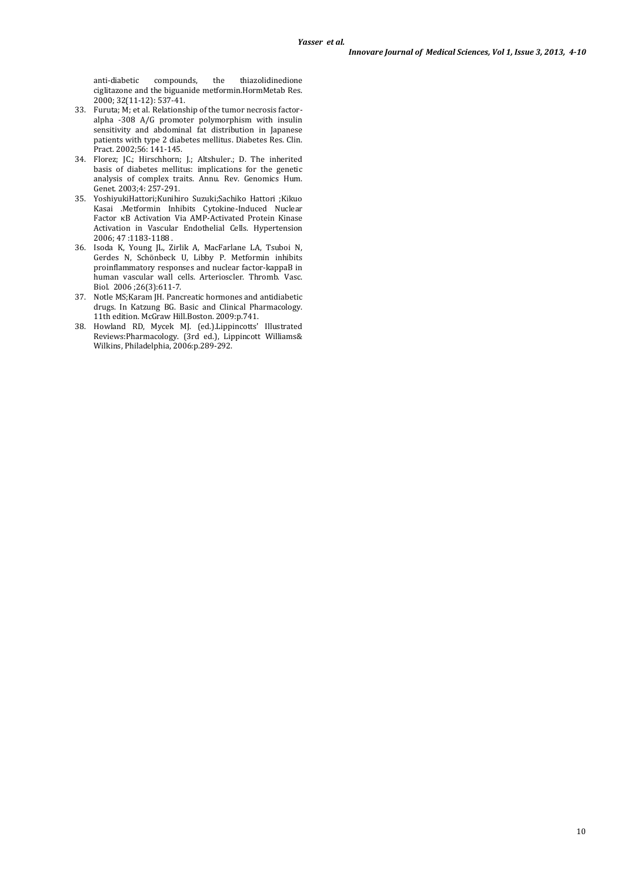anti-diabetic compounds, the thiazolidinedione ciglitazone and the biguanide metformin.HormMetab Res. 2000; 32(11-12): 537-41.

33. Furuta; M; et al. Relationship of the tumor necrosis factor-alpha -308 A/G promoter polymorphism with insulin sensitivity and abdominal fat distribution in Japanese patients with type 2 diabetes mellitus. Diabetes Res. Clin. Pract. 2002;56: 141-145.
34. Florez; JC.; Hirschhorn; J.; Altshuler.; D. The inherited basis of diabetes mellitus: implications for the genetic analysis of complex traits. Annu. Rev. Genomics Hum. Genet. 2003;4: 257-291.
35. YoshiyukiHattori;Kunihiro Suzuki;Sachiko Hattori ;Kikuo Kasai .Metformin Inhibits Cytokine-Induced Nuclear Factor κB Activation Via AMP-Activated Protein Kinase Activation in Vascular Endothelial Cells. Hypertension 2006; 47 :1183-1188 .
36. Isoda K, Young JL, Zirlik A, MacFarlane LA, Tsuboi N, Gerdes N, Schönbeck U, Libby P. Metformin inhibits proinflammatory responses and nuclear factor-kappaB in human vascular wall cells. Arterioscler. Thromb. Vasc. Biol. 2006 ;26(3):611-7.
37. Notle MS;Karam JH. Pancreatic hormones and antidiabetic drugs. In Katzung BG. Basic and Clinical Pharmacology. 11th edition. McGraw Hill.Boston. 2009:p.741.
38. Howland RD, Mycek MJ. (ed.).Lippincotts' Illustrated Reviews:Pharmacology. (3rd ed.), Lippincott Williams& Wilkins, Philadelphia, 2006:p.289-292.